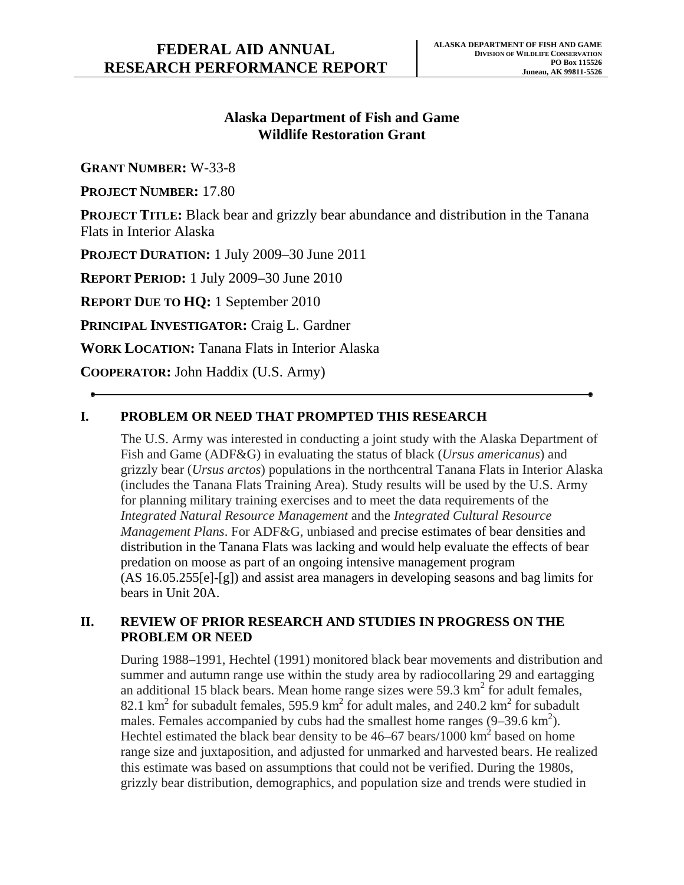# FEDERAL AID ANNUAL RESEARCH PERFORMANCE REPORT

**ALASKA DEPARTMENT OF FISH AND GAME**
**DIVISION OF WILDLIFE CONSERVATION**
**PO Box 115526**
**Juneau, AK 99811-5526**

## Alaska Department of Fish and Game Wildlife Restoration Grant

**GRANT NUMBER:** W-33-8

**PROJECT NUMBER:** 17.80

**PROJECT TITLE:** Black bear and grizzly bear abundance and distribution in the Tanana Flats in Interior Alaska

**PROJECT DURATION:** 1 July 2009–30 June 2011

**REPORT PERIOD:** 1 July 2009–30 June 2010

**REPORT DUE TO HQ:** 1 September 2010

**PRINCIPAL INVESTIGATOR:** Craig L. Gardner

**WORK LOCATION:** Tanana Flats in Interior Alaska

**COOPERATOR:** John Haddix (U.S. Army)

---

## I. PROBLEM OR NEED THAT PROMPTED THIS RESEARCH

The U.S. Army was interested in conducting a joint study with the Alaska Department of Fish and Game (ADF&G) in evaluating the status of black (*Ursus americanus*) and grizzly bear (*Ursus arctos*) populations in the northcentral Tanana Flats in Interior Alaska (includes the Tanana Flats Training Area). Study results will be used by the U.S. Army for planning military training exercises and to meet the data requirements of the *Integrated Natural Resource Management* and the *Integrated Cultural Resource Management Plans*. For ADF&G, unbiased and precise estimates of bear densities and distribution in the Tanana Flats was lacking and would help evaluate the effects of bear predation on moose as part of an ongoing intensive management program (AS 16.05.255[e]-[g]) and assist area managers in developing seasons and bag limits for bears in Unit 20A.

## II. REVIEW OF PRIOR RESEARCH AND STUDIES IN PROGRESS ON THE PROBLEM OR NEED

During 1988–1991, Hechtel (1991) monitored black bear movements and distribution and summer and autumn range use within the study area by radiocollaring 29 and eartagging an additional 15 black bears. Mean home range sizes were 59.3 $km^2$ for adult females, 82.1 $km^2$ for subadult females, 595.9 $km^2$ for adult males, and 240.2 $km^2$ for subadult males. Females accompanied by cubs had the smallest home ranges (9–39.6 $km^2$). Hechtel estimated the black bear density to be 46–67 bears/1000 $km^2$ based on home range size and juxtaposition, and adjusted for unmarked and harvested bears. He realized this estimate was based on assumptions that could not be verified. During the 1980s, grizzly bear distribution, demographics, and population size and trends were studied in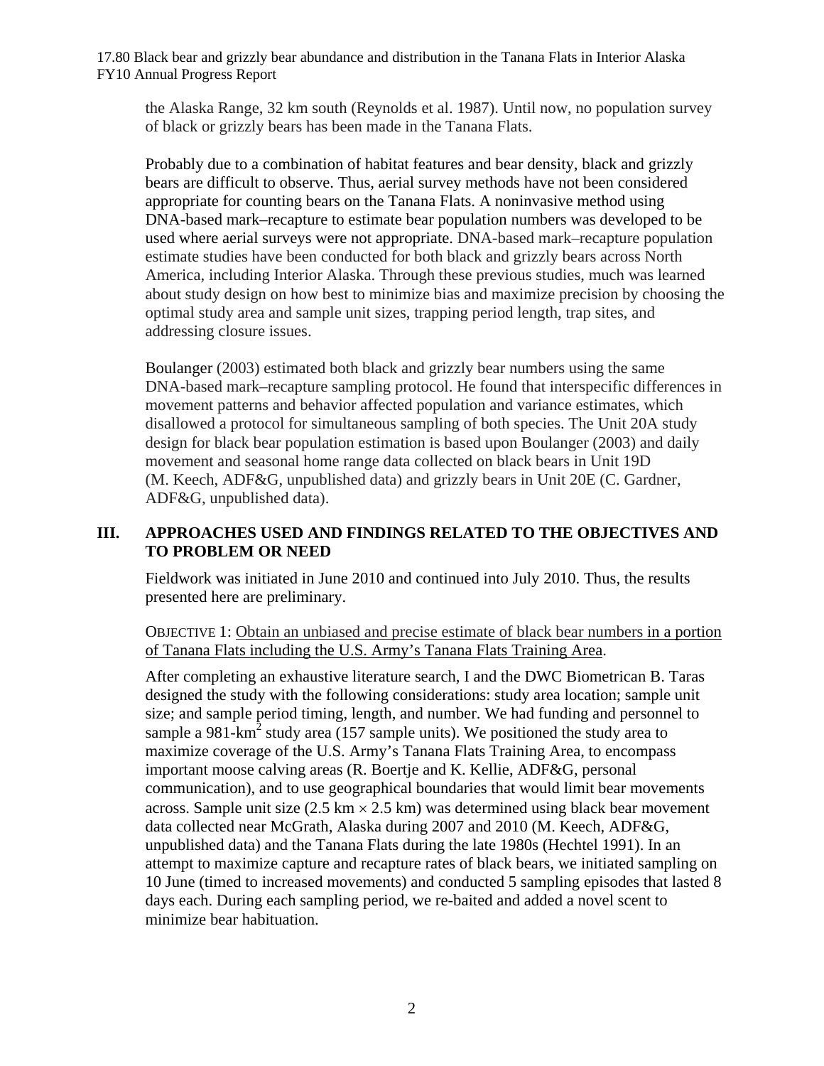the Alaska Range, 32 km south (Reynolds et al. 1987). Until now, no population survey of black or grizzly bears has been made in the Tanana Flats.

Probably due to a combination of habitat features and bear density, black and grizzly bears are difficult to observe. Thus, aerial survey methods have not been considered appropriate for counting bears on the Tanana Flats. A noninvasive method using DNA-based mark–recapture to estimate bear population numbers was developed to be used where aerial surveys were not appropriate. DNA-based mark–recapture population estimate studies have been conducted for both black and grizzly bears across North America, including Interior Alaska. Through these previous studies, much was learned about study design on how best to minimize bias and maximize precision by choosing the optimal study area and sample unit sizes, trapping period length, trap sites, and addressing closure issues.

Boulanger (2003) estimated both black and grizzly bear numbers using the same DNA-based mark–recapture sampling protocol. He found that interspecific differences in movement patterns and behavior affected population and variance estimates, which disallowed a protocol for simultaneous sampling of both species. The Unit 20A study design for black bear population estimation is based upon Boulanger (2003) and daily movement and seasonal home range data collected on black bears in Unit 19D (M. Keech, ADF&G, unpublished data) and grizzly bears in Unit 20E (C. Gardner, ADF&G, unpublished data).

## III. APPROACHES USED AND FINDINGS RELATED TO THE OBJECTIVES AND TO PROBLEM OR NEED

Fieldwork was initiated in June 2010 and continued into July 2010. Thus, the results presented here are preliminary.

OBJECTIVE 1: <u>Obtain an unbiased and precise estimate of black bear numbers in a portion of Tanana Flats including the U.S. Army's Tanana Flats Training Area</u>.

After completing an exhaustive literature search, I and the DWC Biometrican B. Taras designed the study with the following considerations: study area location; sample unit size; and sample period timing, length, and number. We had funding and personnel to sample a 981-km$^2$ study area (157 sample units). We positioned the study area to maximize coverage of the U.S. Army's Tanana Flats Training Area, to encompass important moose calving areas (R. Boertje and K. Kellie, ADF&G, personal communication), and to use geographical boundaries that would limit bear movements across. Sample unit size (2.5 km $\times$ 2.5 km) was determined using black bear movement data collected near McGrath, Alaska during 2007 and 2010 (M. Keech, ADF&G, unpublished data) and the Tanana Flats during the late 1980s (Hechtel 1991). In an attempt to maximize capture and recapture rates of black bears, we initiated sampling on 10 June (timed to increased movements) and conducted 5 sampling episodes that lasted 8 days each. During each sampling period, we re-baited and added a novel scent to minimize bear habituation.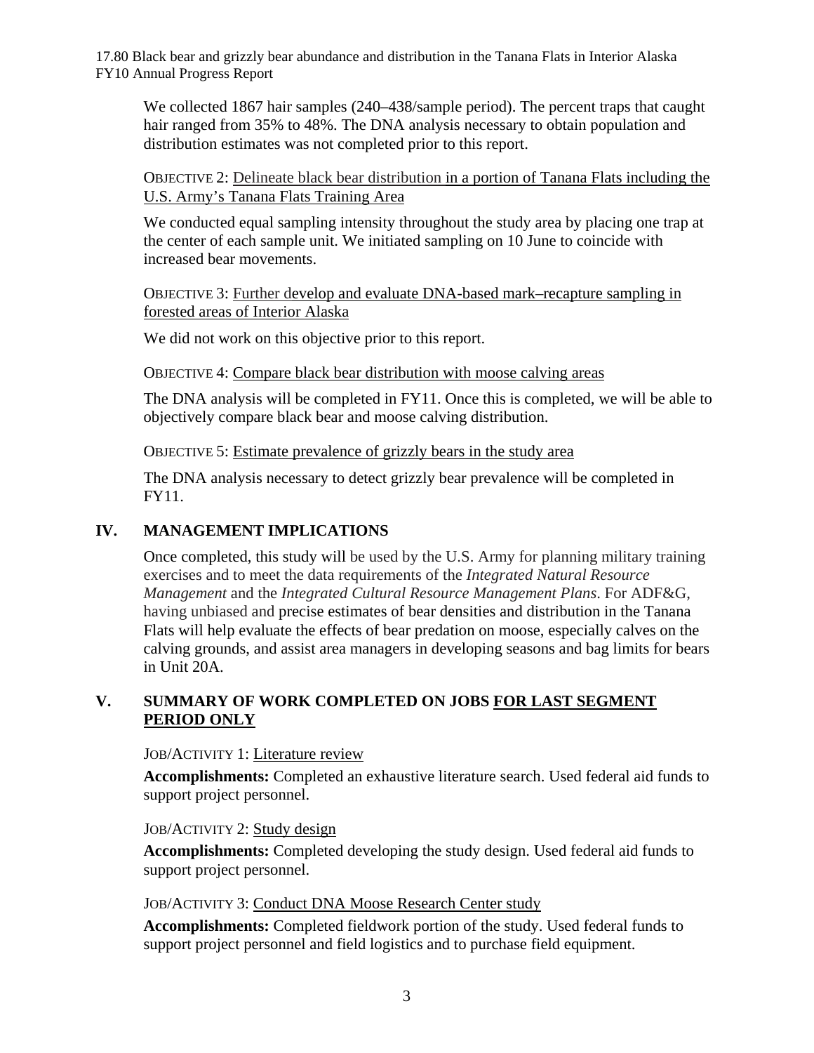We collected 1867 hair samples (240–438/sample period). The percent traps that caught hair ranged from 35% to 48%. The DNA analysis necessary to obtain population and distribution estimates was not completed prior to this report.

OBJECTIVE 2: Delineate black bear distribution in a portion of Tanana Flats including the U.S. Army's Tanana Flats Training Area

We conducted equal sampling intensity throughout the study area by placing one trap at the center of each sample unit. We initiated sampling on 10 June to coincide with increased bear movements.

OBJECTIVE 3: Further develop and evaluate DNA-based mark–recapture sampling in forested areas of Interior Alaska

We did not work on this objective prior to this report.

OBJECTIVE 4: Compare black bear distribution with moose calving areas

The DNA analysis will be completed in FY11. Once this is completed, we will be able to objectively compare black bear and moose calving distribution.

OBJECTIVE 5: Estimate prevalence of grizzly bears in the study area

The DNA analysis necessary to detect grizzly bear prevalence will be completed in FY11.

## IV. MANAGEMENT IMPLICATIONS

Once completed, this study will be used by the U.S. Army for planning military training exercises and to meet the data requirements of the *Integrated Natural Resource Management* and the *Integrated Cultural Resource Management Plans*. For ADF&G, having unbiased and precise estimates of bear densities and distribution in the Tanana Flats will help evaluate the effects of bear predation on moose, especially calves on the calving grounds, and assist area managers in developing seasons and bag limits for bears in Unit 20A.

## V. SUMMARY OF WORK COMPLETED ON JOBS FOR LAST SEGMENT PERIOD ONLY

JOB/ACTIVITY 1: Literature review

**Accomplishments:** Completed an exhaustive literature search. Used federal aid funds to support project personnel.

JOB/ACTIVITY 2: Study design

**Accomplishments:** Completed developing the study design. Used federal aid funds to support project personnel.

JOB/ACTIVITY 3: Conduct DNA Moose Research Center study

**Accomplishments:** Completed fieldwork portion of the study. Used federal funds to support project personnel and field logistics and to purchase field equipment.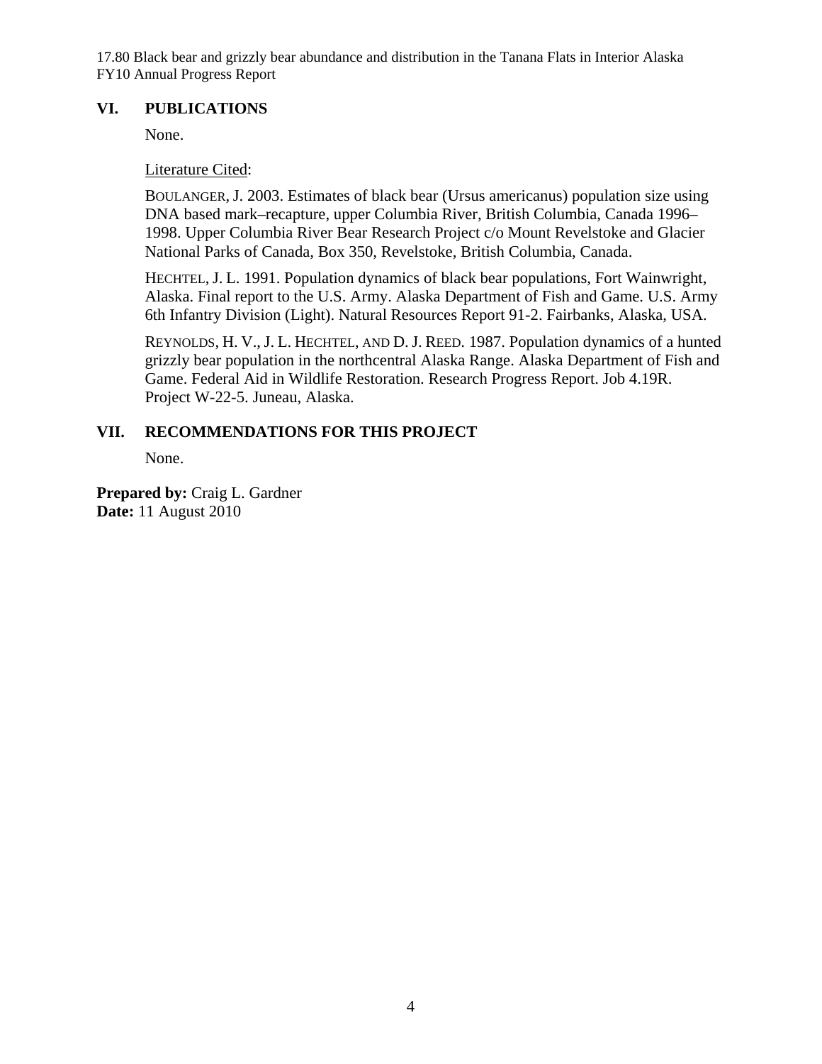## VI. PUBLICATIONS

None.

Literature Cited:

BOULANGER, J. 2003. Estimates of black bear (Ursus americanus) population size using DNA based mark–recapture, upper Columbia River, British Columbia, Canada 1996–1998. Upper Columbia River Bear Research Project c/o Mount Revelstoke and Glacier National Parks of Canada, Box 350, Revelstoke, British Columbia, Canada.

HECHTEL, J. L. 1991. Population dynamics of black bear populations, Fort Wainwright, Alaska. Final report to the U.S. Army. Alaska Department of Fish and Game. U.S. Army 6th Infantry Division (Light). Natural Resources Report 91-2. Fairbanks, Alaska, USA.

REYNOLDS, H. V., J. L. HECHTEL, AND D. J. REED. 1987. Population dynamics of a hunted grizzly bear population in the northcentral Alaska Range. Alaska Department of Fish and Game. Federal Aid in Wildlife Restoration. Research Progress Report. Job 4.19R. Project W-22-5. Juneau, Alaska.

## VII. RECOMMENDATIONS FOR THIS PROJECT

None.

**Prepared by:** Craig L. Gardner
**Date:** 11 August 2010